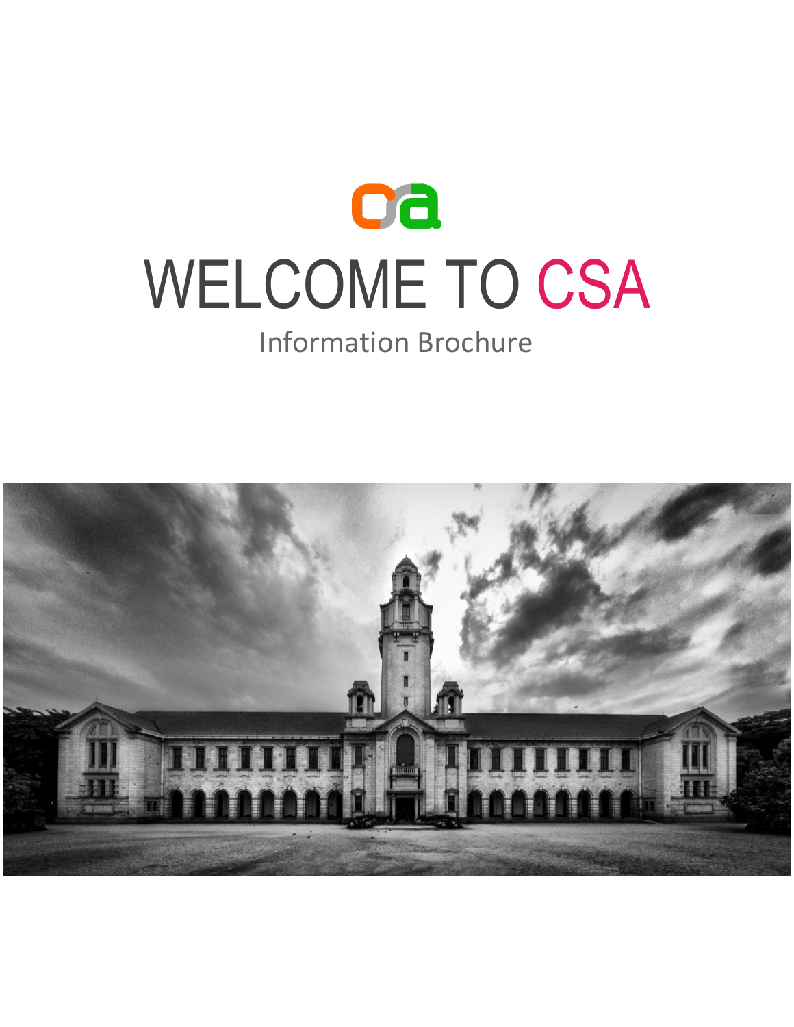# WELCOME TO CSA

Information Brochure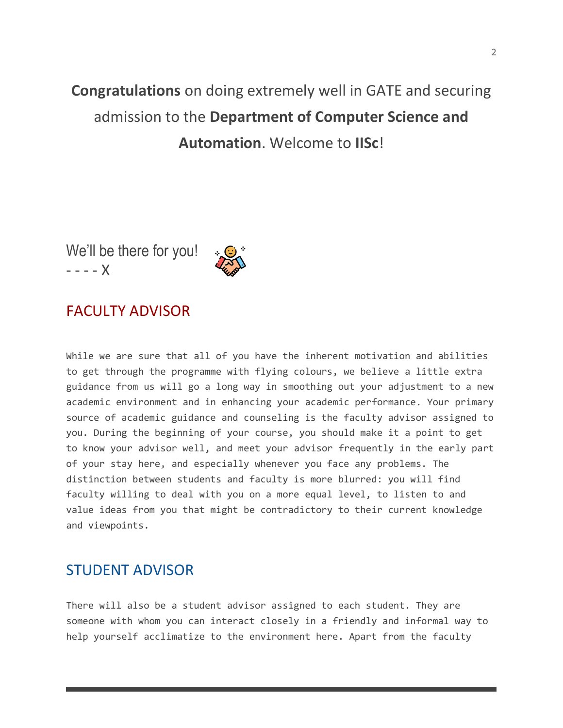**Congratulations** on doing extremely well in GATE and securing admission to the **Department of Computer Science and Automation**. Welcome to **IISc**!

We'll be there for you!
- - - - X

## FACULTY ADVISOR

While we are sure that all of you have the inherent motivation and abilities to get through the programme with flying colours, we believe a little extra guidance from us will go a long way in smoothing out your adjustment to a new academic environment and in enhancing your academic performance. Your primary source of academic guidance and counseling is the faculty advisor assigned to you. During the beginning of your course, you should make it a point to get to know your advisor well, and meet your advisor frequently in the early part of your stay here, and especially whenever you face any problems. The distinction between students and faculty is more blurred: you will find faculty willing to deal with you on a more equal level, to listen to and value ideas from you that might be contradictory to their current knowledge and viewpoints.

## STUDENT ADVISOR

There will also be a student advisor assigned to each student. They are someone with whom you can interact closely in a friendly and informal way to help yourself acclimatize to the environment here. Apart from the faculty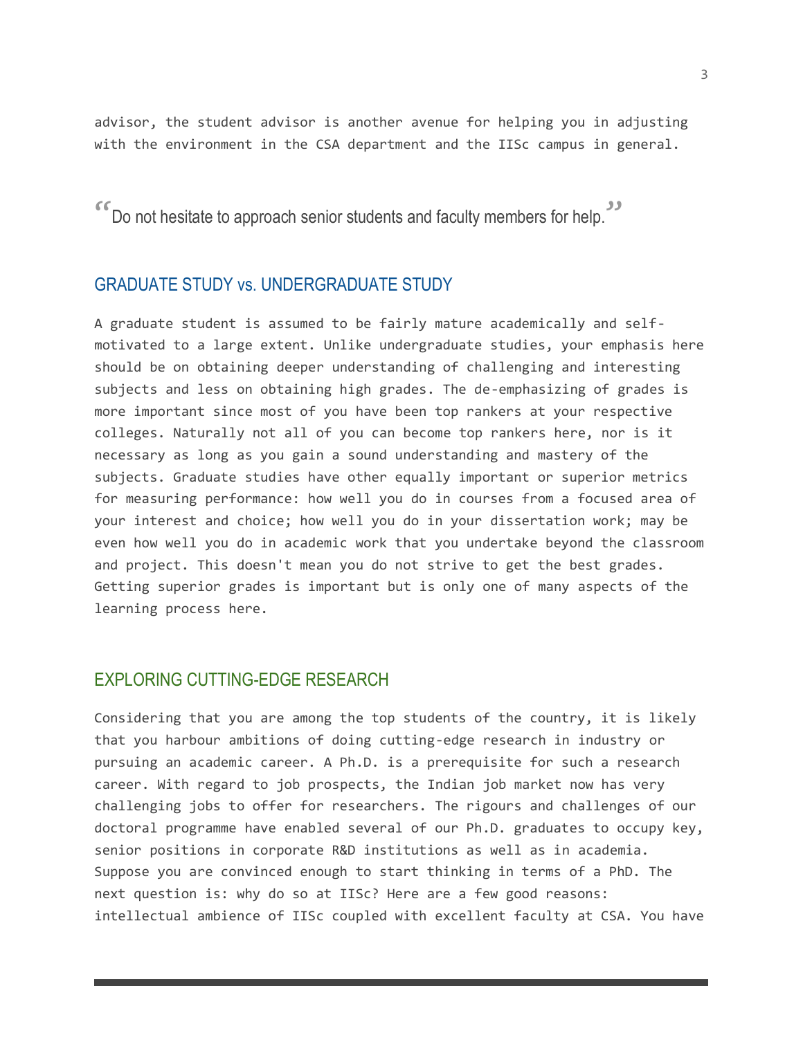advisor, the student advisor is another avenue for helping you in adjusting with the environment in the CSA department and the IISc campus in general.

> "Do not hesitate to approach senior students and faculty members for help."

## GRADUATE STUDY vs. UNDERGRADUATE STUDY

A graduate student is assumed to be fairly mature academically and self-motivated to a large extent. Unlike undergraduate studies, your emphasis here should be on obtaining deeper understanding of challenging and interesting subjects and less on obtaining high grades. The de-emphasizing of grades is more important since most of you have been top rankers at your respective colleges. Naturally not all of you can become top rankers here, nor is it necessary as long as you gain a sound understanding and mastery of the subjects. Graduate studies have other equally important or superior metrics for measuring performance: how well you do in courses from a focused area of your interest and choice; how well you do in your dissertation work; may be even how well you do in academic work that you undertake beyond the classroom and project. This doesn't mean you do not strive to get the best grades. Getting superior grades is important but is only one of many aspects of the learning process here.

## EXPLORING CUTTING-EDGE RESEARCH

Considering that you are among the top students of the country, it is likely that you harbour ambitions of doing cutting-edge research in industry or pursuing an academic career. A Ph.D. is a prerequisite for such a research career. With regard to job prospects, the Indian job market now has very challenging jobs to offer for researchers. The rigours and challenges of our doctoral programme have enabled several of our Ph.D. graduates to occupy key, senior positions in corporate R&D institutions as well as in academia. Suppose you are convinced enough to start thinking in terms of a PhD. The next question is: why do so at IISc? Here are a few good reasons: intellectual ambience of IISc coupled with excellent faculty at CSA. You have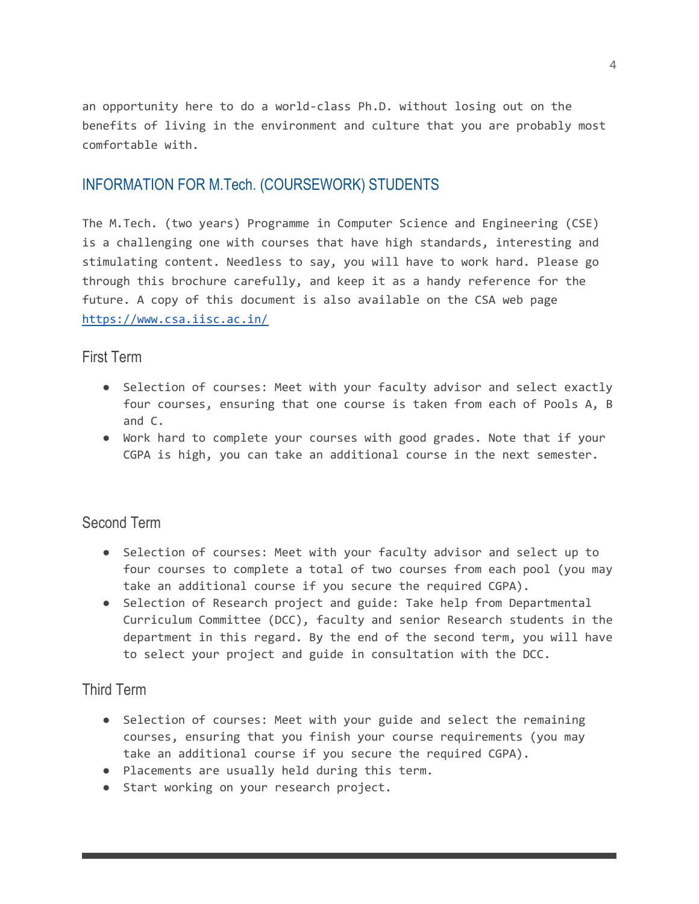an opportunity here to do a world-class Ph.D. without losing out on the benefits of living in the environment and culture that you are probably most comfortable with.

## INFORMATION FOR M.Tech. (COURSEWORK) STUDENTS

The M.Tech. (two years) Programme in Computer Science and Engineering (CSE) is a challenging one with courses that have high standards, interesting and stimulating content. Needless to say, you will have to work hard. Please go through this brochure carefully, and keep it as a handy reference for the future. A copy of this document is also available on the CSA web page https://www.csa.iisc.ac.in/

### First Term

- Selection of courses: Meet with your faculty advisor and select exactly four courses, ensuring that one course is taken from each of Pools A, B and C.
- Work hard to complete your courses with good grades. Note that if your CGPA is high, you can take an additional course in the next semester.

### Second Term

- Selection of courses: Meet with your faculty advisor and select up to four courses to complete a total of two courses from each pool (you may take an additional course if you secure the required CGPA).
- Selection of Research project and guide: Take help from Departmental Curriculum Committee (DCC), faculty and senior Research students in the department in this regard. By the end of the second term, you will have to select your project and guide in consultation with the DCC.

### Third Term

- Selection of courses: Meet with your guide and select the remaining courses, ensuring that you finish your course requirements (you may take an additional course if you secure the required CGPA).
- Placements are usually held during this term.
- Start working on your research project.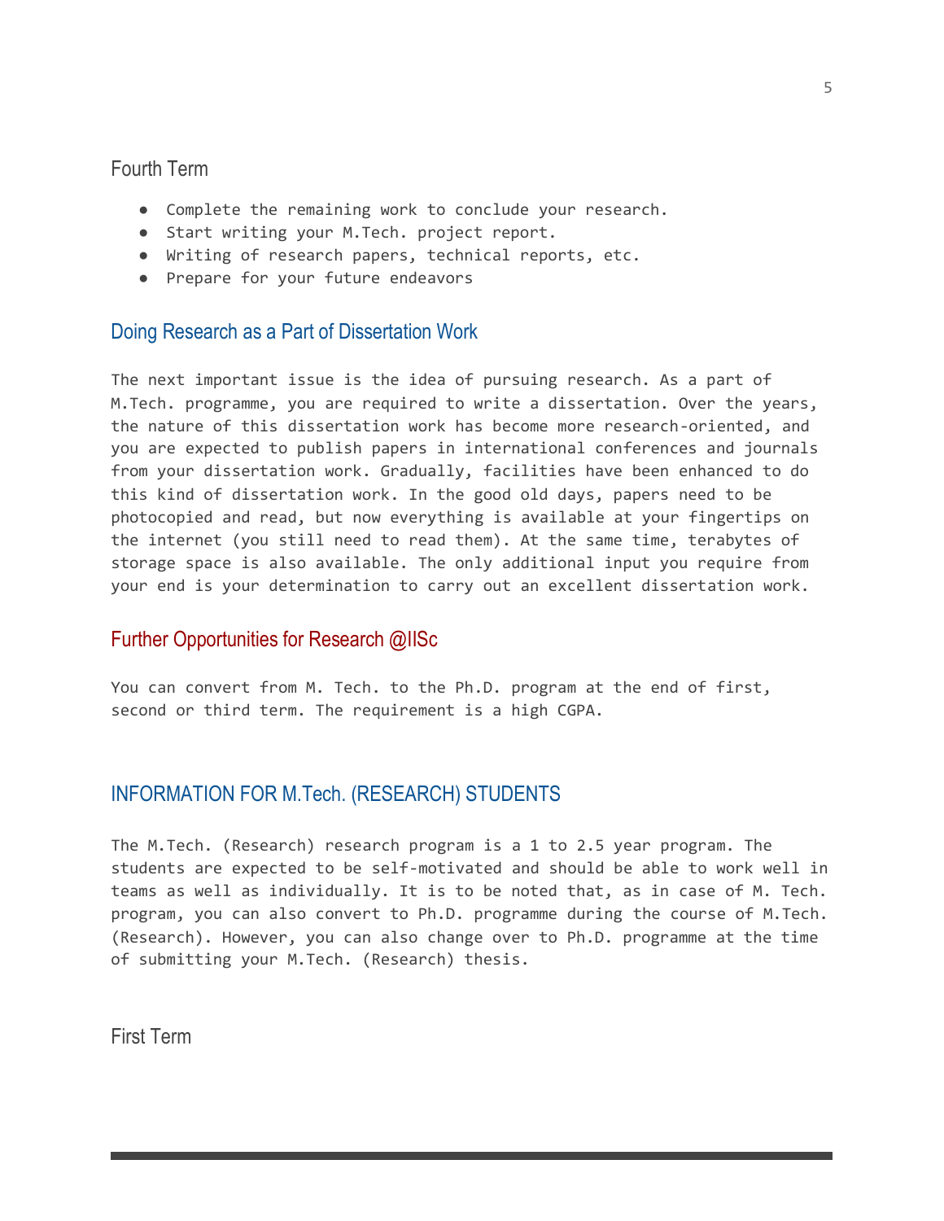### Fourth Term

- Complete the remaining work to conclude your research.
- Start writing your M.Tech. project report.
- Writing of research papers, technical reports, etc.
- Prepare for your future endeavors

## Doing Research as a Part of Dissertation Work

The next important issue is the idea of pursuing research. As a part of M.Tech. programme, you are required to write a dissertation. Over the years, the nature of this dissertation work has become more research-oriented, and you are expected to publish papers in international conferences and journals from your dissertation work. Gradually, facilities have been enhanced to do this kind of dissertation work. In the good old days, papers need to be photocopied and read, but now everything is available at your fingertips on the internet (you still need to read them). At the same time, terabytes of storage space is also available. The only additional input you require from your end is your determination to carry out an excellent dissertation work.

## Further Opportunities for Research @IISc

You can convert from M. Tech. to the Ph.D. program at the end of first, second or third term. The requirement is a high CGPA.

## INFORMATION FOR M.Tech. (RESEARCH) STUDENTS

The M.Tech. (Research) research program is a 1 to 2.5 year program. The students are expected to be self-motivated and should be able to work well in teams as well as individually. It is to be noted that, as in case of M. Tech. program, you can also convert to Ph.D. programme during the course of M.Tech. (Research). However, you can also change over to Ph.D. programme at the time of submitting your M.Tech. (Research) thesis.

### First Term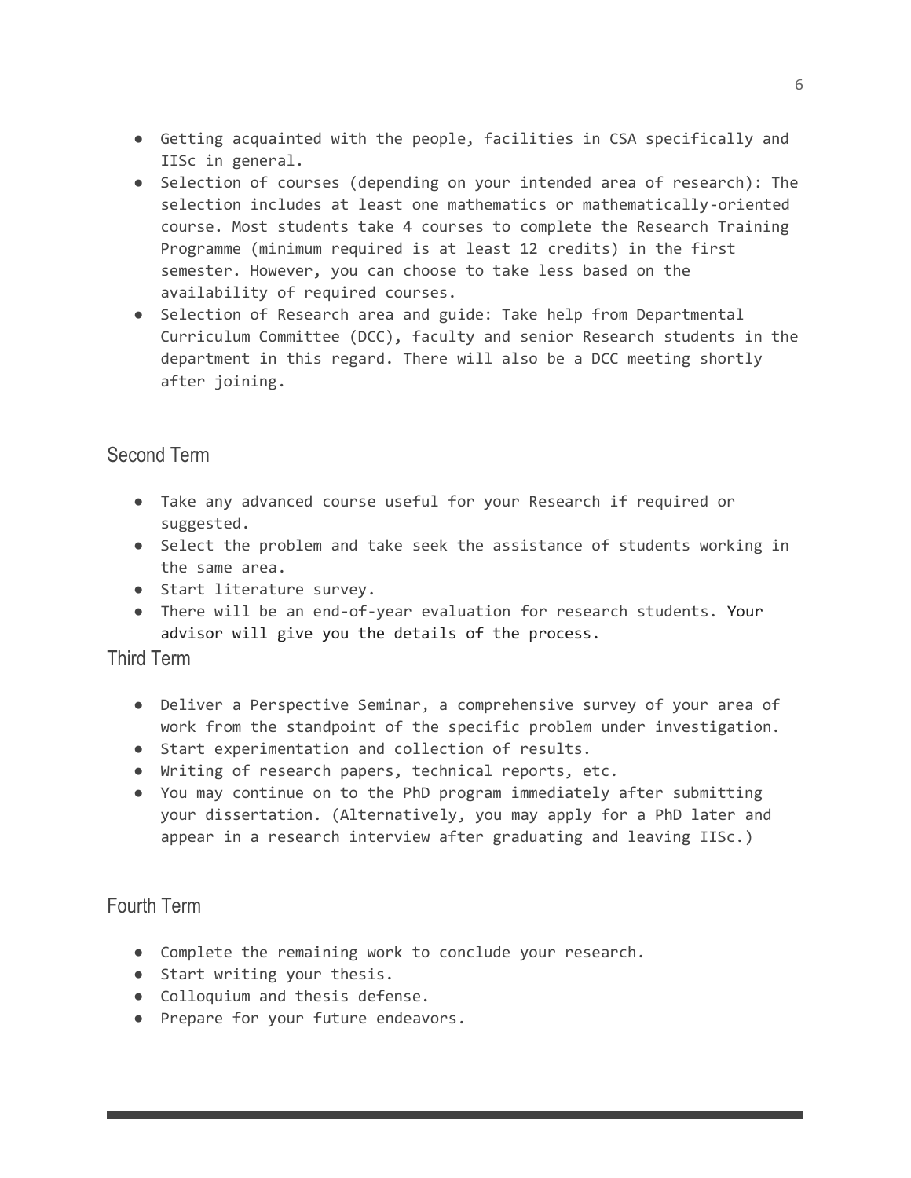- Getting acquainted with the people, facilities in CSA specifically and IISc in general.
- Selection of courses (depending on your intended area of research): The selection includes at least one mathematics or mathematically-oriented course. Most students take 4 courses to complete the Research Training Programme (minimum required is at least 12 credits) in the first semester. However, you can choose to take less based on the availability of required courses.
- Selection of Research area and guide: Take help from Departmental Curriculum Committee (DCC), faculty and senior Research students in the department in this regard. There will also be a DCC meeting shortly after joining.

## Second Term

- Take any advanced course useful for your Research if required or suggested.
- Select the problem and take seek the assistance of students working in the same area.
- Start literature survey.
- There will be an end-of-year evaluation for research students. Your advisor will give you the details of the process.

## Third Term

- Deliver a Perspective Seminar, a comprehensive survey of your area of work from the standpoint of the specific problem under investigation.
- Start experimentation and collection of results.
- Writing of research papers, technical reports, etc.
- You may continue on to the PhD program immediately after submitting your dissertation. (Alternatively, you may apply for a PhD later and appear in a research interview after graduating and leaving IISc.)

## Fourth Term

- Complete the remaining work to conclude your research.
- Start writing your thesis.
- Colloquium and thesis defense.
- Prepare for your future endeavors.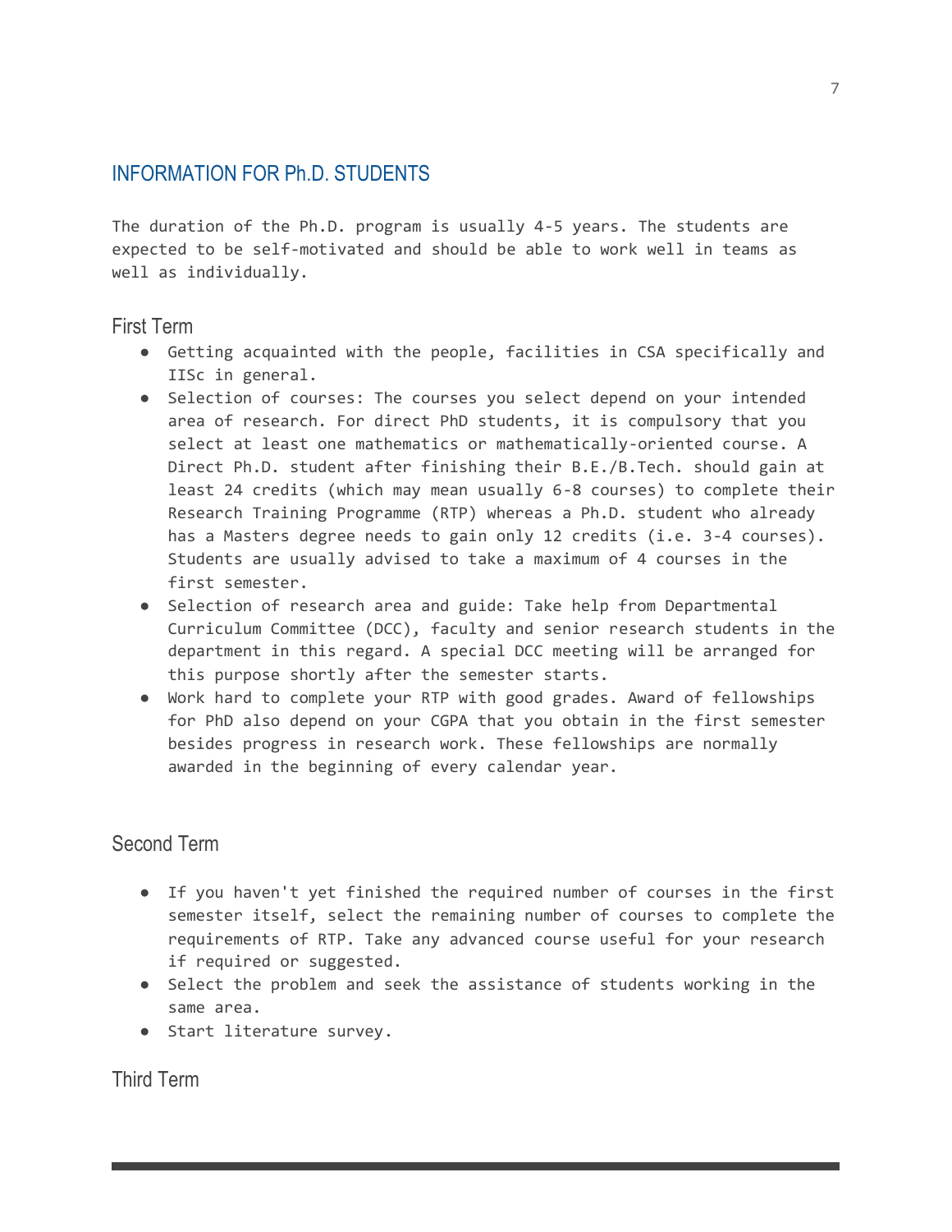## INFORMATION FOR Ph.D. STUDENTS

The duration of the Ph.D. program is usually 4-5 years. The students are expected to be self-motivated and should be able to work well in teams as well as individually.

### First Term

- Getting acquainted with the people, facilities in CSA specifically and IISc in general.
- Selection of courses: The courses you select depend on your intended area of research. For direct PhD students, it is compulsory that you select at least one mathematics or mathematically-oriented course. A Direct Ph.D. student after finishing their B.E./B.Tech. should gain at least 24 credits (which may mean usually 6-8 courses) to complete their Research Training Programme (RTP) whereas a Ph.D. student who already has a Masters degree needs to gain only 12 credits (i.e. 3-4 courses). Students are usually advised to take a maximum of 4 courses in the first semester.
- Selection of research area and guide: Take help from Departmental Curriculum Committee (DCC), faculty and senior research students in the department in this regard. A special DCC meeting will be arranged for this purpose shortly after the semester starts.
- Work hard to complete your RTP with good grades. Award of fellowships for PhD also depend on your CGPA that you obtain in the first semester besides progress in research work. These fellowships are normally awarded in the beginning of every calendar year.

### Second Term

- If you haven't yet finished the required number of courses in the first semester itself, select the remaining number of courses to complete the requirements of RTP. Take any advanced course useful for your research if required or suggested.
- Select the problem and seek the assistance of students working in the same area.
- Start literature survey.

### Third Term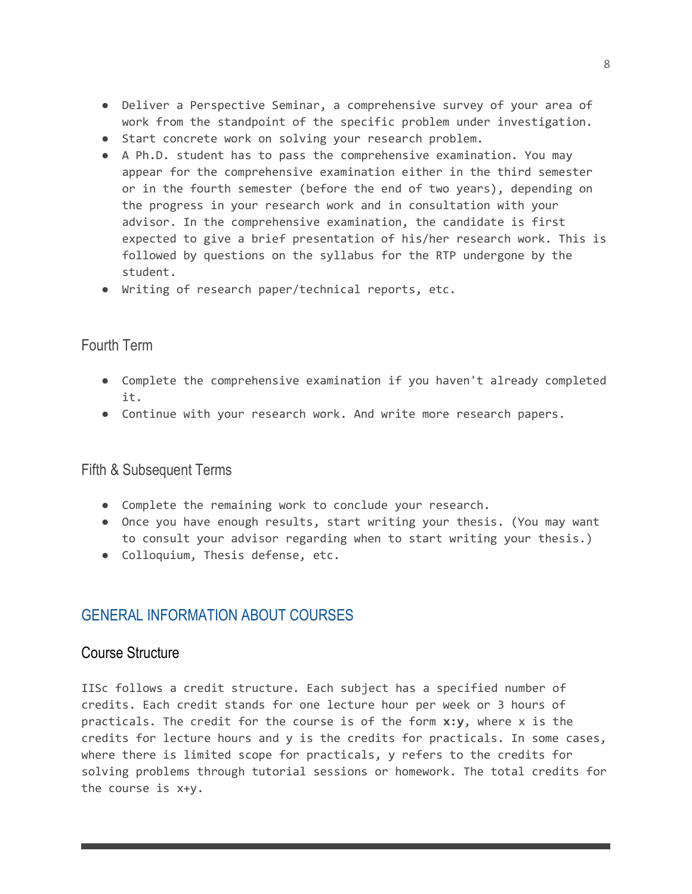- Deliver a Perspective Seminar, a comprehensive survey of your area of work from the standpoint of the specific problem under investigation.
- Start concrete work on solving your research problem.
- A Ph.D. student has to pass the comprehensive examination. You may appear for the comprehensive examination either in the third semester or in the fourth semester (before the end of two years), depending on the progress in your research work and in consultation with your advisor. In the comprehensive examination, the candidate is first expected to give a brief presentation of his/her research work. This is followed by questions on the syllabus for the RTP undergone by the student.
- Writing of research paper/technical reports, etc.

### Fourth Term

- Complete the comprehensive examination if you haven't already completed it.
- Continue with your research work. And write more research papers.

### Fifth & Subsequent Terms

- Complete the remaining work to conclude your research.
- Once you have enough results, start writing your thesis. (You may want to consult your advisor regarding when to start writing your thesis.)
- Colloquium, Thesis defense, etc.

## GENERAL INFORMATION ABOUT COURSES

### Course Structure

IISc follows a credit structure. Each subject has a specified number of credits. Each credit stands for one lecture hour per week or 3 hours of practicals. The credit for the course is of the form **x:y**, where x is the credits for lecture hours and y is the credits for practicals. In some cases, where there is limited scope for practicals, y refers to the credits for solving problems through tutorial sessions or homework. The total credits for the course is x+y.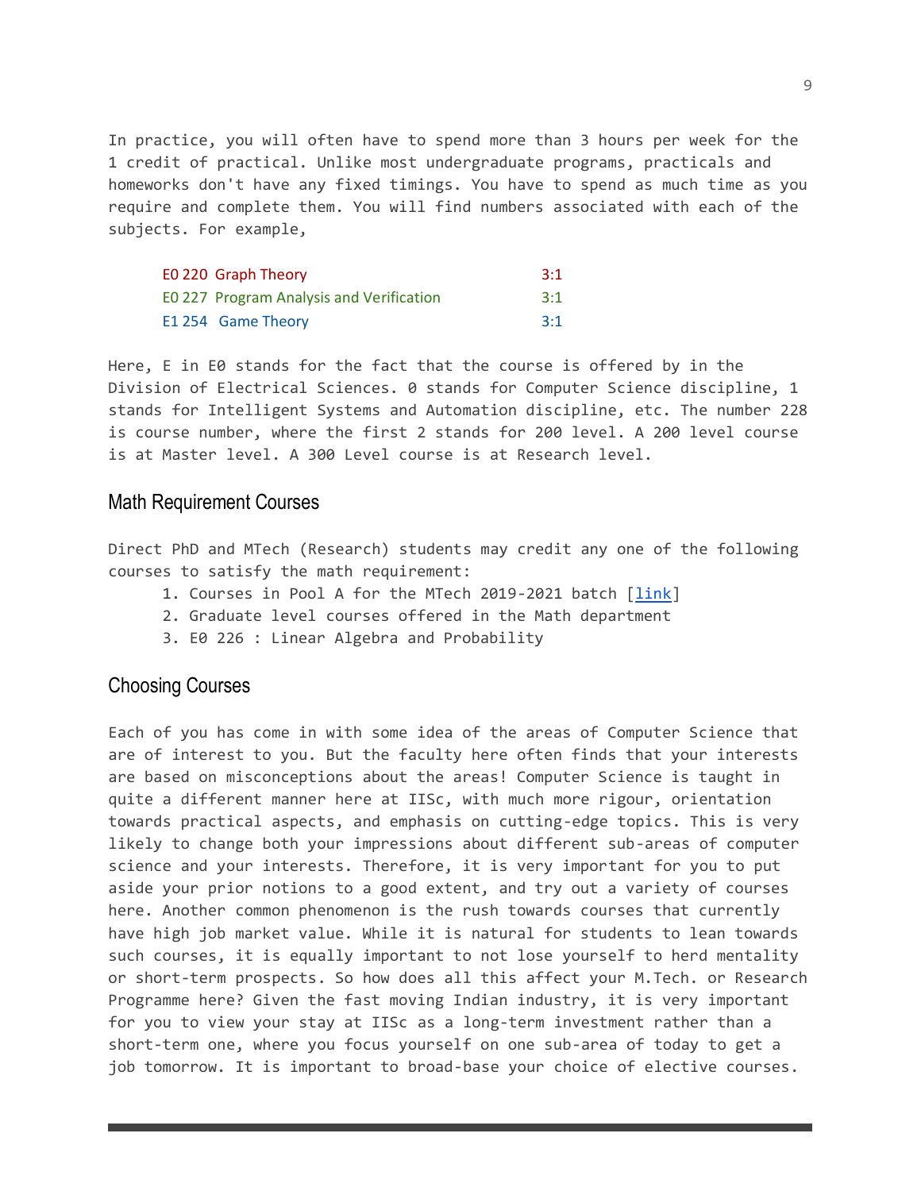In practice, you will often have to spend more than 3 hours per week for the 1 credit of practical. Unlike most undergraduate programs, practicals and homeworks don't have any fixed timings. You have to spend as much time as you require and complete them. You will find numbers associated with each of the subjects. For example,

| | |
|---|---|
| E0 220 Graph Theory | 3:1 |
| E0 227 Program Analysis and Verification | 3:1 |
| E1 254 Game Theory | 3:1 |

Here, E in E0 stands for the fact that the course is offered by in the Division of Electrical Sciences. 0 stands for Computer Science discipline, 1 stands for Intelligent Systems and Automation discipline, etc. The number 228 is course number, where the first 2 stands for 200 level. A 200 level course is at Master level. A 300 Level course is at Research level.

## Math Requirement Courses

Direct PhD and MTech (Research) students may credit any one of the following courses to satisfy the math requirement:

1. Courses in Pool A for the MTech 2019-2021 batch [link]
2. Graduate level courses offered in the Math department
3. E0 226 : Linear Algebra and Probability

## Choosing Courses

Each of you has come in with some idea of the areas of Computer Science that are of interest to you. But the faculty here often finds that your interests are based on misconceptions about the areas! Computer Science is taught in quite a different manner here at IISc, with much more rigour, orientation towards practical aspects, and emphasis on cutting-edge topics. This is very likely to change both your impressions about different sub-areas of computer science and your interests. Therefore, it is very important for you to put aside your prior notions to a good extent, and try out a variety of courses here. Another common phenomenon is the rush towards courses that currently have high job market value. While it is natural for students to lean towards such courses, it is equally important to not lose yourself to herd mentality or short-term prospects. So how does all this affect your M.Tech. or Research Programme here? Given the fast moving Indian industry, it is very important for you to view your stay at IISc as a long-term investment rather than a short-term one, where you focus yourself on one sub-area of today to get a job tomorrow. It is important to broad-base your choice of elective courses.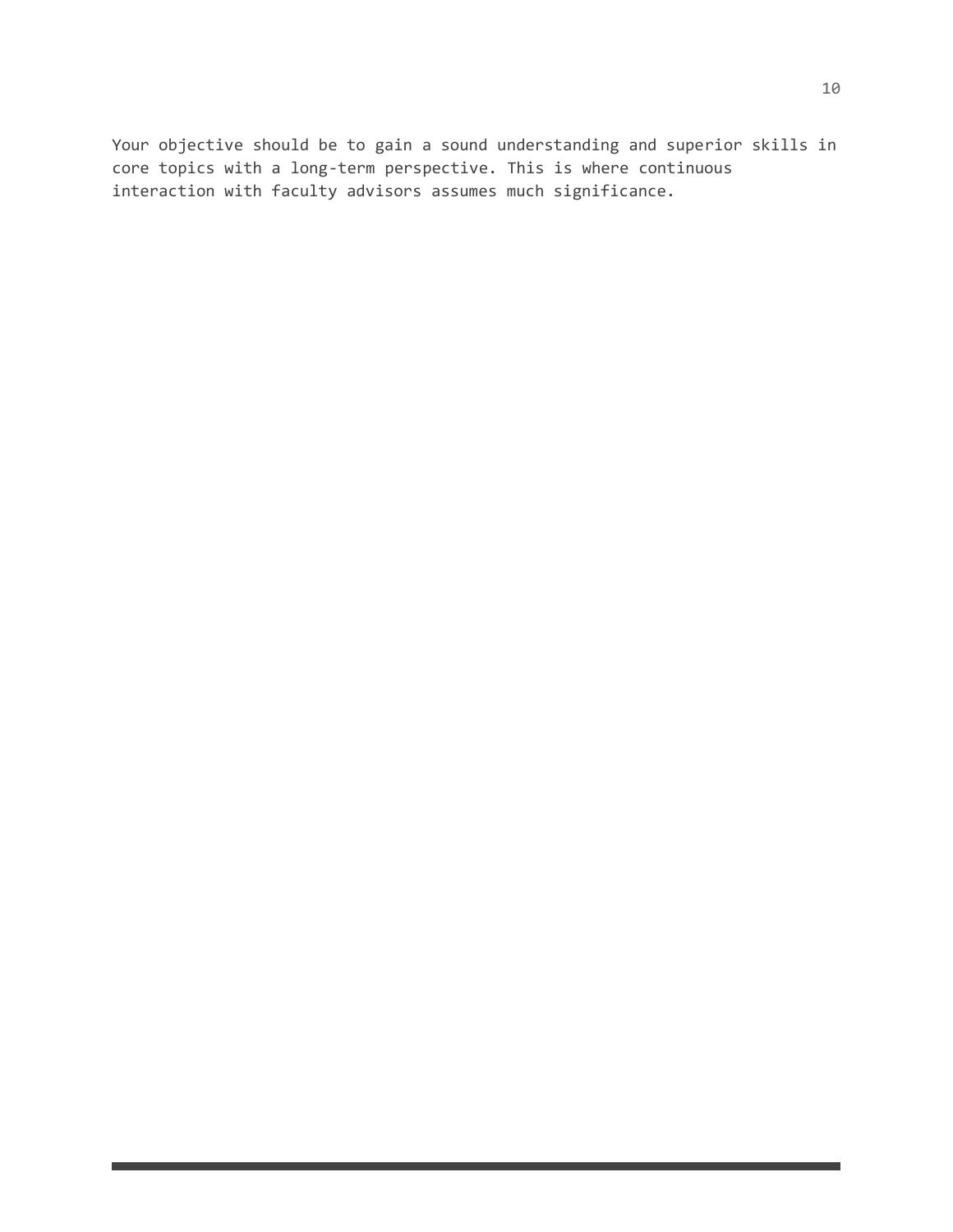Your objective should be to gain a sound understanding and superior skills in core topics with a long-term perspective. This is where continuous interaction with faculty advisors assumes much significance.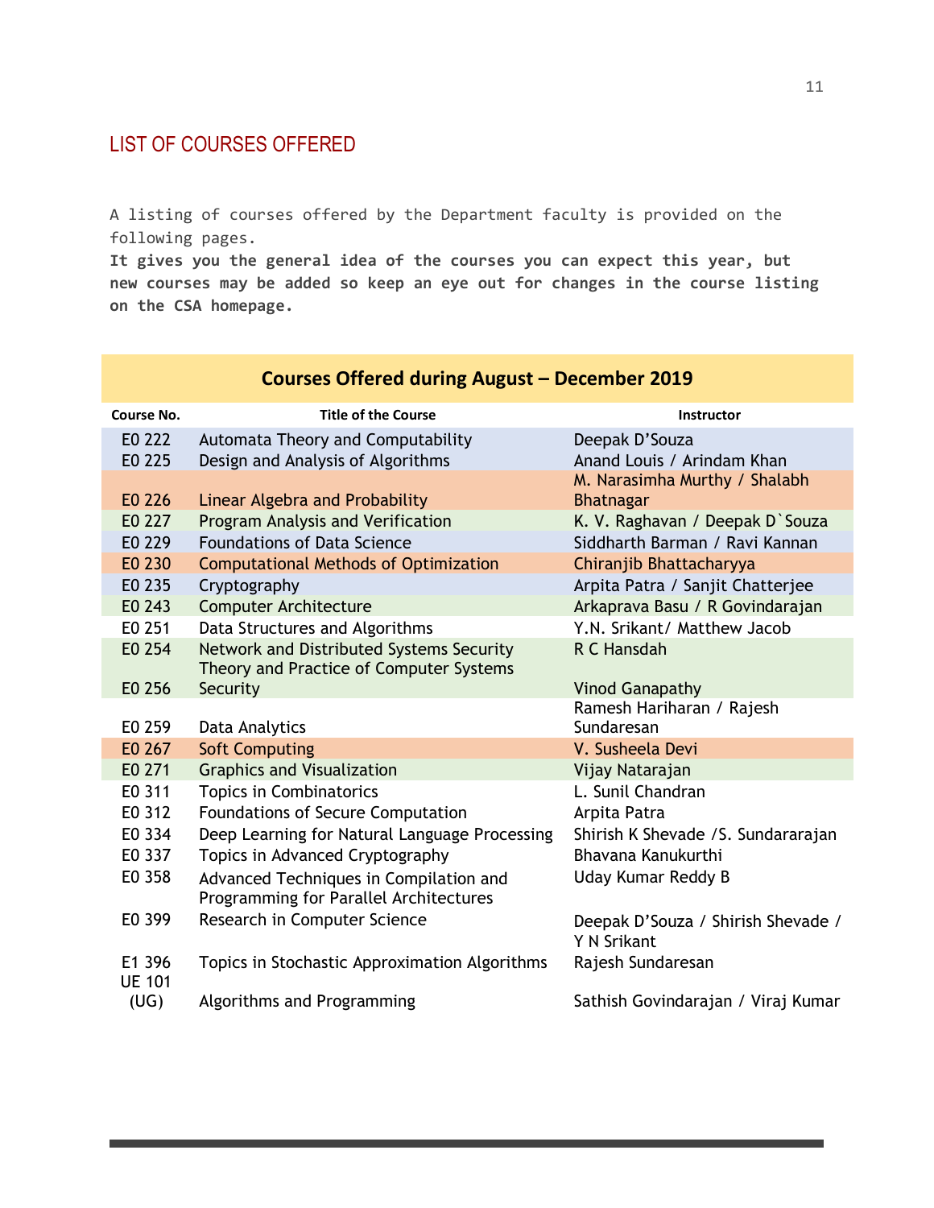## LIST OF COURSES OFFERED

A listing of courses offered by the Department faculty is provided on the following pages.
**It gives you the general idea of the courses you can expect this year, but new courses may be added so keep an eye out for changes in the course listing on the CSA homepage.**

**Courses Offered during August – December 2019**

| Course No. | Title of the Course | Instructor |
|---|---|---|
| E0 222 | Automata Theory and Computability | Deepak D'Souza |
| E0 225 | Design and Analysis of Algorithms | Anand Louis / Arindam Khan |
| E0 226 | Linear Algebra and Probability | M. Narasimha Murthy / Shalabh Bhatnagar |
| E0 227 | Program Analysis and Verification | K. V. Raghavan / Deepak D`Souza |
| E0 229 | Foundations of Data Science | Siddharth Barman / Ravi Kannan |
| E0 230 | Computational Methods of Optimization | Chiranjib Bhattacharyya |
| E0 235 | Cryptography | Arpita Patra / Sanjit Chatterjee |
| E0 243 | Computer Architecture | Arkaprava Basu / R Govindarajan |
| E0 251 | Data Structures and Algorithms | Y.N. Srikant/ Matthew Jacob |
| E0 254 | Network and Distributed Systems Security | R C Hansdah |
| E0 256 | Theory and Practice of Computer Systems Security | Vinod Ganapathy |
| E0 259 | Data Analytics | Ramesh Hariharan / Rajesh Sundaresan |
| E0 267 | Soft Computing | V. Susheela Devi |
| E0 271 | Graphics and Visualization | Vijay Natarajan |
| E0 311 | Topics in Combinatorics | L. Sunil Chandran |
| E0 312 | Foundations of Secure Computation | Arpita Patra |
| E0 334 | Deep Learning for Natural Language Processing | Shirish K Shevade /S. Sundararajan |
| E0 337 | Topics in Advanced Cryptography | Bhavana Kanukurthi |
| E0 358 | Advanced Techniques in Compilation and Programming for Parallel Architectures | Uday Kumar Reddy B |
| E0 399 | Research in Computer Science | Deepak D'Souza / Shirish Shevade / Y N Srikant |
| E1 396 | Topics in Stochastic Approximation Algorithms | Rajesh Sundaresan |
| UE 101 (UG) | Algorithms and Programming | Sathish Govindarajan / Viraj Kumar |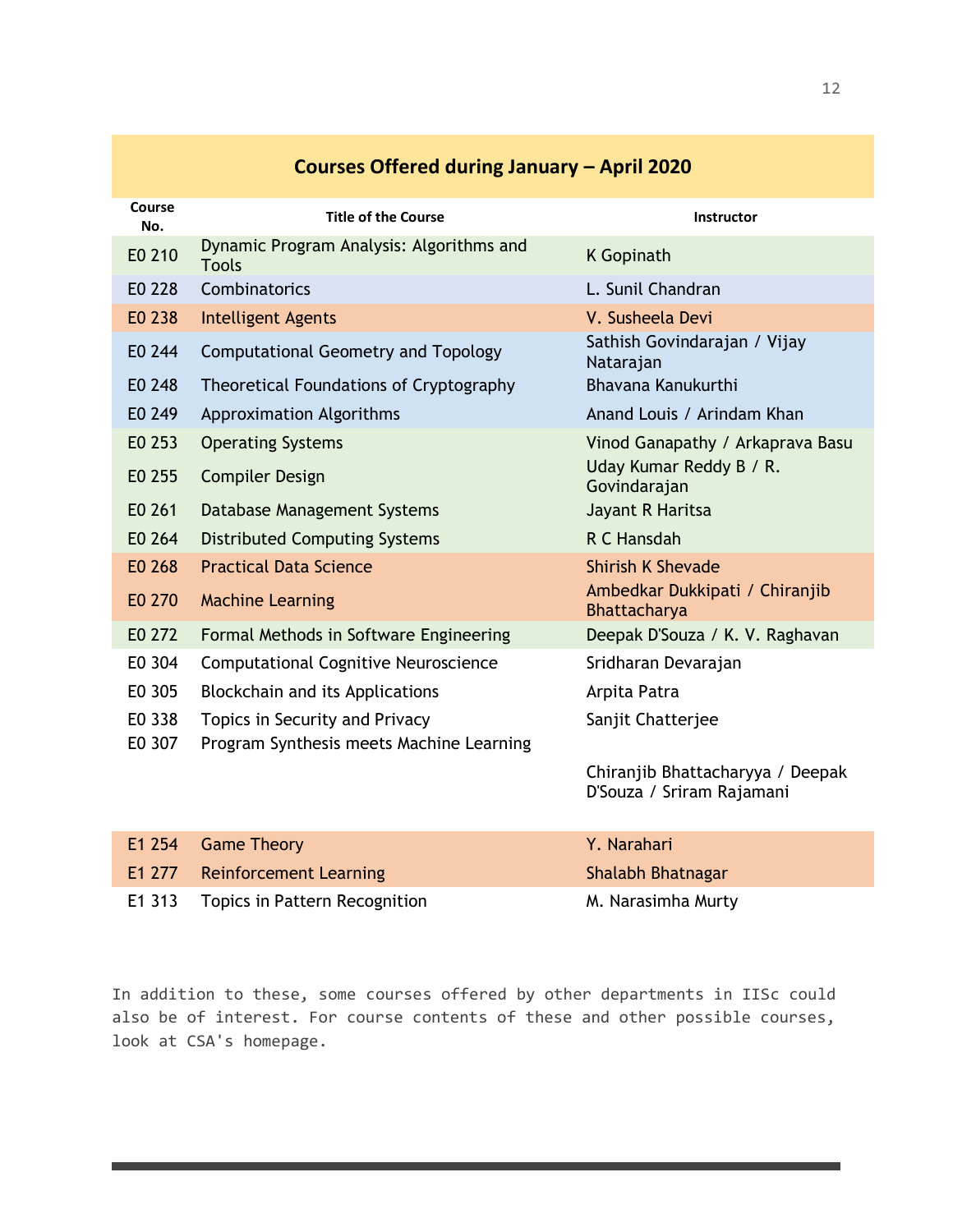## Courses Offered during January – April 2020

| Course No. | Title of the Course | Instructor |
|---|---|---|
| E0 210 | Dynamic Program Analysis: Algorithms and Tools | K Gopinath |
| E0 228 | Combinatorics | L. Sunil Chandran |
| E0 238 | Intelligent Agents | V. Susheela Devi |
| E0 244 | Computational Geometry and Topology | Sathish Govindarajan / Vijay Natarajan |
| E0 248 | Theoretical Foundations of Cryptography | Bhavana Kanukurthi |
| E0 249 | Approximation Algorithms | Anand Louis / Arindam Khan |
| E0 253 | Operating Systems | Vinod Ganapathy / Arkaprava Basu |
| E0 255 | Compiler Design | Uday Kumar Reddy B / R. Govindarajan |
| E0 261 | Database Management Systems | Jayant R Haritsa |
| E0 264 | Distributed Computing Systems | R C Hansdah |
| E0 268 | Practical Data Science | Shirish K Shevade |
| E0 270 | Machine Learning | Ambedkar Dukkipati / Chiranjib Bhattacharya |
| E0 272 | Formal Methods in Software Engineering | Deepak D'Souza / K. V. Raghavan |
| E0 304 | Computational Cognitive Neuroscience | Sridharan Devarajan |
| E0 305 | Blockchain and its Applications | Arpita Patra |
| E0 338 | Topics in Security and Privacy | Sanjit Chatterjee |
| E0 307 | Program Synthesis meets Machine Learning | Chiranjib Bhattacharyya / Deepak D'Souza / Sriram Rajamani |
| E1 254 | Game Theory | Y. Narahari |
| E1 277 | Reinforcement Learning | Shalabh Bhatnagar |
| E1 313 | Topics in Pattern Recognition | M. Narasimha Murty |

In addition to these, some courses offered by other departments in IISc could also be of interest. For course contents of these and other possible courses, look at CSA's homepage.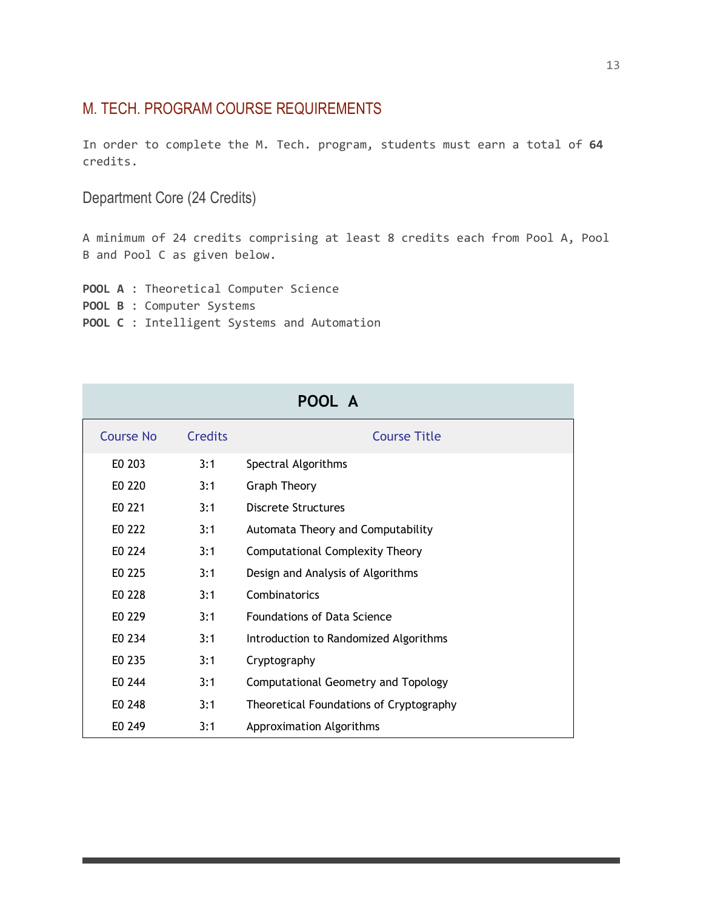## M. TECH. PROGRAM COURSE REQUIREMENTS

In order to complete the M. Tech. program, students must earn a total of **64** credits.

### Department Core (24 Credits)

A minimum of 24 credits comprising at least 8 credits each from Pool A, Pool B and Pool C as given below.

**POOL A** : Theoretical Computer Science
**POOL B** : Computer Systems
**POOL C** : Intelligent Systems and Automation

**POOL A**

| Course No | Credits | Course Title |
|---|---|---|
| E0 203 | 3:1 | Spectral Algorithms |
| E0 220 | 3:1 | Graph Theory |
| E0 221 | 3:1 | Discrete Structures |
| E0 222 | 3:1 | Automata Theory and Computability |
| E0 224 | 3:1 | Computational Complexity Theory |
| E0 225 | 3:1 | Design and Analysis of Algorithms |
| E0 228 | 3:1 | Combinatorics |
| E0 229 | 3:1 | Foundations of Data Science |
| E0 234 | 3:1 | Introduction to Randomized Algorithms |
| E0 235 | 3:1 | Cryptography |
| E0 244 | 3:1 | Computational Geometry and Topology |
| E0 248 | 3:1 | Theoretical Foundations of Cryptography |
| E0 249 | 3:1 | Approximation Algorithms |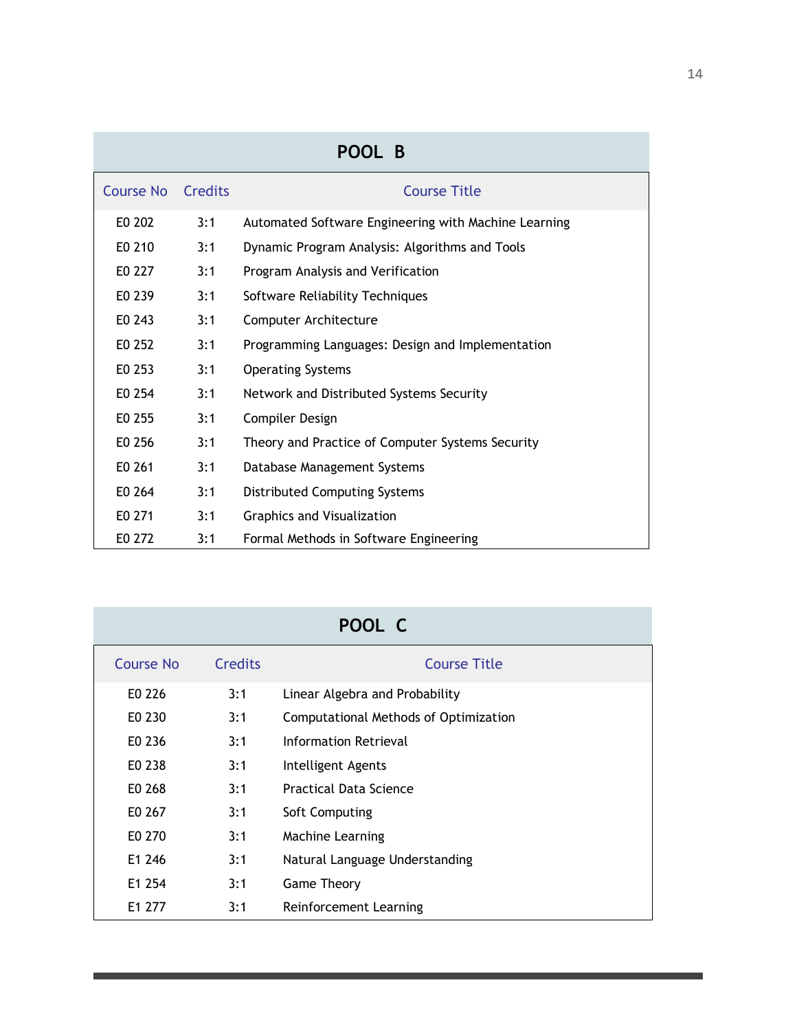## POOL B

| Course No | Credits | Course Title |
|---|---|---|
| E0 202 | 3:1 | Automated Software Engineering with Machine Learning |
| E0 210 | 3:1 | Dynamic Program Analysis: Algorithms and Tools |
| E0 227 | 3:1 | Program Analysis and Verification |
| E0 239 | 3:1 | Software Reliability Techniques |
| E0 243 | 3:1 | Computer Architecture |
| E0 252 | 3:1 | Programming Languages: Design and Implementation |
| E0 253 | 3:1 | Operating Systems |
| E0 254 | 3:1 | Network and Distributed Systems Security |
| E0 255 | 3:1 | Compiler Design |
| E0 256 | 3:1 | Theory and Practice of Computer Systems Security |
| E0 261 | 3:1 | Database Management Systems |
| E0 264 | 3:1 | Distributed Computing Systems |
| E0 271 | 3:1 | Graphics and Visualization |
| E0 272 | 3:1 | Formal Methods in Software Engineering |

## POOL C

| Course No | Credits | Course Title |
|---|---|---|
| E0 226 | 3:1 | Linear Algebra and Probability |
| E0 230 | 3:1 | Computational Methods of Optimization |
| E0 236 | 3:1 | Information Retrieval |
| E0 238 | 3:1 | Intelligent Agents |
| E0 268 | 3:1 | Practical Data Science |
| E0 267 | 3:1 | Soft Computing |
| E0 270 | 3:1 | Machine Learning |
| E1 246 | 3:1 | Natural Language Understanding |
| E1 254 | 3:1 | Game Theory |
| E1 277 | 3:1 | Reinforcement Learning |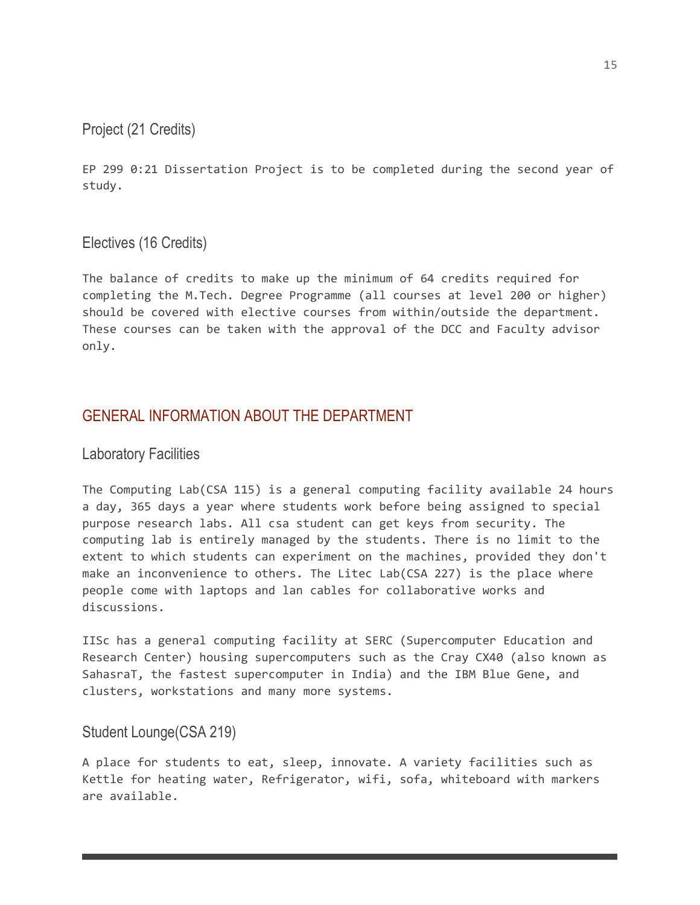### Project (21 Credits)

EP 299 0:21 Dissertation Project is to be completed during the second year of study.

### Electives (16 Credits)

The balance of credits to make up the minimum of 64 credits required for completing the M.Tech. Degree Programme (all courses at level 200 or higher) should be covered with elective courses from within/outside the department. These courses can be taken with the approval of the DCC and Faculty advisor only.

## GENERAL INFORMATION ABOUT THE DEPARTMENT

### Laboratory Facilities

The Computing Lab(CSA 115) is a general computing facility available 24 hours a day, 365 days a year where students work before being assigned to special purpose research labs. All csa student can get keys from security. The computing lab is entirely managed by the students. There is no limit to the extent to which students can experiment on the machines, provided they don't make an inconvenience to others. The Litec Lab(CSA 227) is the place where people come with laptops and lan cables for collaborative works and discussions.

IISc has a general computing facility at SERC (Supercomputer Education and Research Center) housing supercomputers such as the Cray CX40 (also known as SahasraT, the fastest supercomputer in India) and the IBM Blue Gene, and clusters, workstations and many more systems.

### Student Lounge(CSA 219)

A place for students to eat, sleep, innovate. A variety facilities such as Kettle for heating water, Refrigerator, wifi, sofa, whiteboard with markers are available.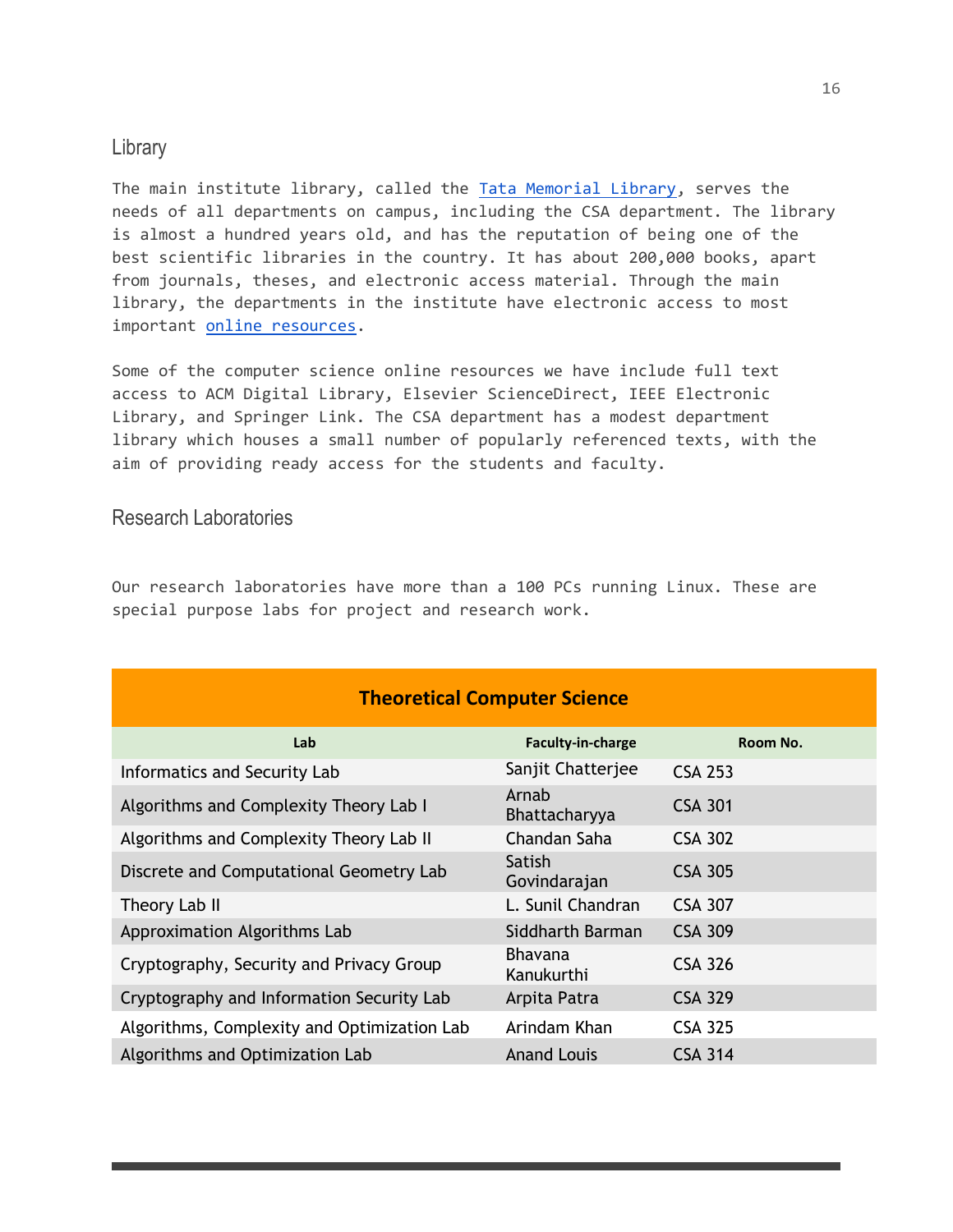## Library

The main institute library, called the [Tata Memorial Library](), serves the needs of all departments on campus, including the CSA department. The library is almost a hundred years old, and has the reputation of being one of the best scientific libraries in the country. It has about 200,000 books, apart from journals, theses, and electronic access material. Through the main library, the departments in the institute have electronic access to most important [online resources]().

Some of the computer science online resources we have include full text access to ACM Digital Library, Elsevier ScienceDirect, IEEE Electronic Library, and Springer Link. The CSA department has a modest department library which houses a small number of popularly referenced texts, with the aim of providing ready access for the students and faculty.

## Research Laboratories

Our research laboratories have more than a 100 PCs running Linux. These are special purpose labs for project and research work.

| Theoretical Computer Science | | |
|---|---|---|
| **Lab** | **Faculty-in-charge** | **Room No.** |
| Informatics and Security Lab | Sanjit Chatterjee | CSA 253 |
| Algorithms and Complexity Theory Lab I | Arnab Bhattacharyya | CSA 301 |
| Algorithms and Complexity Theory Lab II | Chandan Saha | CSA 302 |
| Discrete and Computational Geometry Lab | Satish Govindarajan | CSA 305 |
| Theory Lab II | L. Sunil Chandran | CSA 307 |
| Approximation Algorithms Lab | Siddharth Barman | CSA 309 |
| Cryptography, Security and Privacy Group | Bhavana Kanukurthi | CSA 326 |
| Cryptography and Information Security Lab | Arpita Patra | CSA 329 |
| Algorithms, Complexity and Optimization Lab | Arindam Khan | CSA 325 |
| Algorithms and Optimization Lab | Anand Louis | CSA 314 |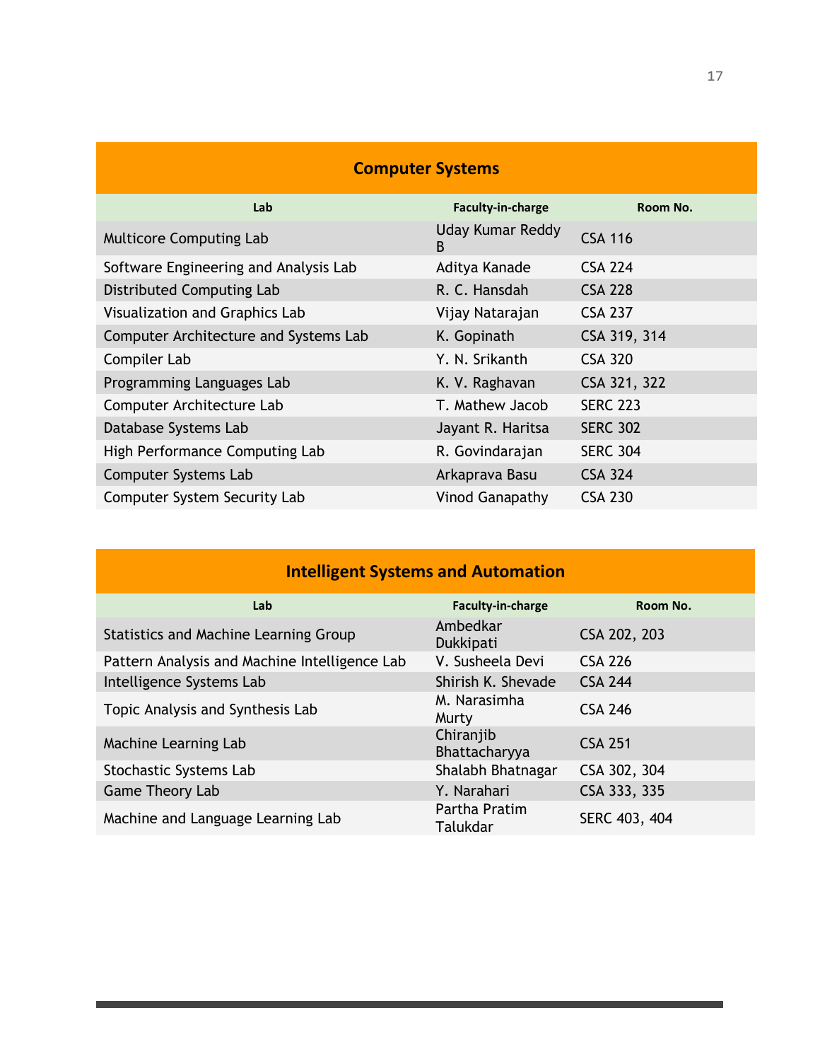## Computer Systems

| Lab | Faculty-in-charge | Room No. |
|---|---|---|
| Multicore Computing Lab | Uday Kumar Reddy B | CSA 116 |
| Software Engineering and Analysis Lab | Aditya Kanade | CSA 224 |
| Distributed Computing Lab | R. C. Hansdah | CSA 228 |
| Visualization and Graphics Lab | Vijay Natarajan | CSA 237 |
| Computer Architecture and Systems Lab | K. Gopinath | CSA 319, 314 |
| Compiler Lab | Y. N. Srikanth | CSA 320 |
| Programming Languages Lab | K. V. Raghavan | CSA 321, 322 |
| Computer Architecture Lab | T. Mathew Jacob | SERC 223 |
| Database Systems Lab | Jayant R. Haritsa | SERC 302 |
| High Performance Computing Lab | R. Govindarajan | SERC 304 |
| Computer Systems Lab | Arkaprava Basu | CSA 324 |
| Computer System Security Lab | Vinod Ganapathy | CSA 230 |

## Intelligent Systems and Automation

| Lab | Faculty-in-charge | Room No. |
|---|---|---|
| Statistics and Machine Learning Group | Ambedkar Dukkipati | CSA 202, 203 |
| Pattern Analysis and Machine Intelligence Lab | V. Susheela Devi | CSA 226 |
| Intelligence Systems Lab | Shirish K. Shevade | CSA 244 |
| Topic Analysis and Synthesis Lab | M. Narasimha Murty | CSA 246 |
| Machine Learning Lab | Chiranjib Bhattacharyya | CSA 251 |
| Stochastic Systems Lab | Shalabh Bhatnagar | CSA 302, 304 |
| Game Theory Lab | Y. Narahari | CSA 333, 335 |
| Machine and Language Learning Lab | Partha Pratim Talukdar | SERC 403, 404 |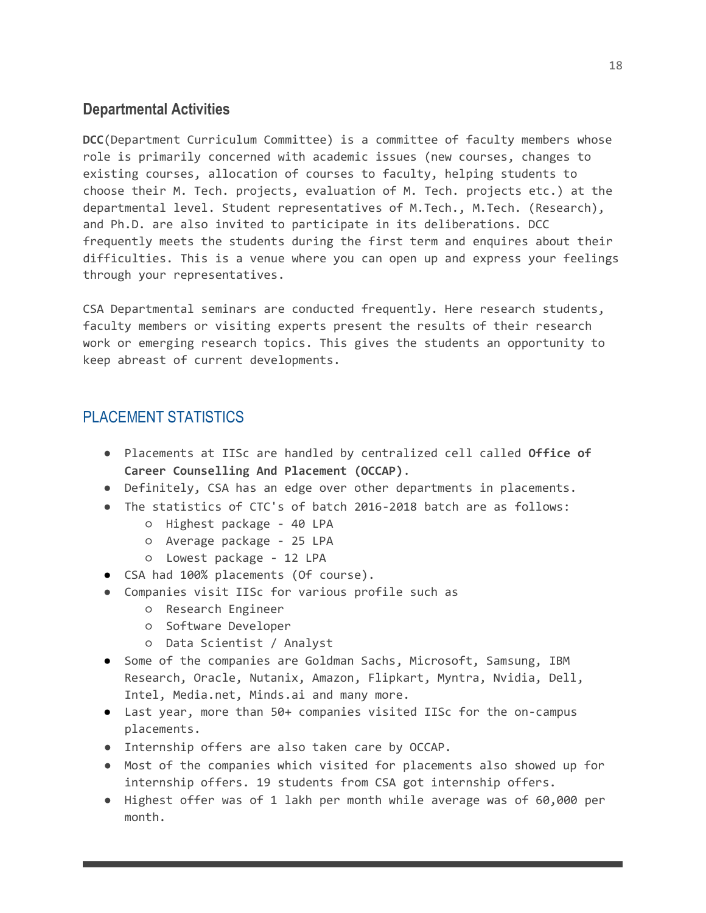## Departmental Activities

**DCC**(Department Curriculum Committee) is a committee of faculty members whose role is primarily concerned with academic issues (new courses, changes to existing courses, allocation of courses to faculty, helping students to choose their M. Tech. projects, evaluation of M. Tech. projects etc.) at the departmental level. Student representatives of M.Tech., M.Tech. (Research), and Ph.D. are also invited to participate in its deliberations. DCC frequently meets the students during the first term and enquires about their difficulties. This is a venue where you can open up and express your feelings through your representatives.

CSA Departmental seminars are conducted frequently. Here research students, faculty members or visiting experts present the results of their research work or emerging research topics. This gives the students an opportunity to keep abreast of current developments.

## PLACEMENT STATISTICS

- Placements at IISc are handled by centralized cell called **Office of Career Counselling And Placement (OCCAP)**.
- Definitely, CSA has an edge over other departments in placements.
- The statistics of CTC's of batch 2016-2018 batch are as follows:
  - Highest package - 40 LPA
  - Average package - 25 LPA
  - Lowest package - 12 LPA
- CSA had 100% placements (Of course).
- Companies visit IISc for various profile such as
  - Research Engineer
  - Software Developer
  - Data Scientist / Analyst
- Some of the companies are Goldman Sachs, Microsoft, Samsung, IBM Research, Oracle, Nutanix, Amazon, Flipkart, Myntra, Nvidia, Dell, Intel, Media.net, Minds.ai and many more.
- Last year, more than 50+ companies visited IISc for the on-campus placements.
- Internship offers are also taken care by OCCAP.
- Most of the companies which visited for placements also showed up for internship offers. 19 students from CSA got internship offers.
- Highest offer was of 1 lakh per month while average was of 60,000 per month.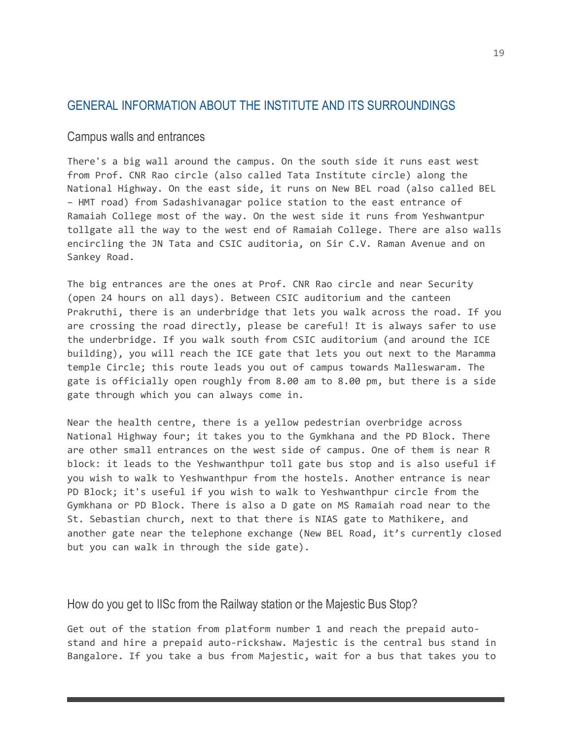## GENERAL INFORMATION ABOUT THE INSTITUTE AND ITS SURROUNDINGS

### Campus walls and entrances

There's a big wall around the campus. On the south side it runs east west from Prof. CNR Rao circle (also called Tata Institute circle) along the National Highway. On the east side, it runs on New BEL road (also called BEL – HMT road) from Sadashivanagar police station to the east entrance of Ramaiah College most of the way. On the west side it runs from Yeshwantpur tollgate all the way to the west end of Ramaiah College. There are also walls encircling the JN Tata and CSIC auditoria, on Sir C.V. Raman Avenue and on Sankey Road.

The big entrances are the ones at Prof. CNR Rao circle and near Security (open 24 hours on all days). Between CSIC auditorium and the canteen Prakruthi, there is an underbridge that lets you walk across the road. If you are crossing the road directly, please be careful! It is always safer to use the underbridge. If you walk south from CSIC auditorium (and around the ICE building), you will reach the ICE gate that lets you out next to the Maramma temple Circle; this route leads you out of campus towards Malleswaram. The gate is officially open roughly from 8.00 am to 8.00 pm, but there is a side gate through which you can always come in.

Near the health centre, there is a yellow pedestrian overbridge across National Highway four; it takes you to the Gymkhana and the PD Block. There are other small entrances on the west side of campus. One of them is near R block: it leads to the Yeshwanthpur toll gate bus stop and is also useful if you wish to walk to Yeshwanthpur from the hostels. Another entrance is near PD Block; it's useful if you wish to walk to Yeshwanthpur circle from the Gymkhana or PD Block. There is also a D gate on MS Ramaiah road near to the St. Sebastian church, next to that there is NIAS gate to Mathikere, and another gate near the telephone exchange (New BEL Road, it's currently closed but you can walk in through the side gate).

### How do you get to IISc from the Railway station or the Majestic Bus Stop?

Get out of the station from platform number 1 and reach the prepaid auto-stand and hire a prepaid auto-rickshaw. Majestic is the central bus stand in Bangalore. If you take a bus from Majestic, wait for a bus that takes you to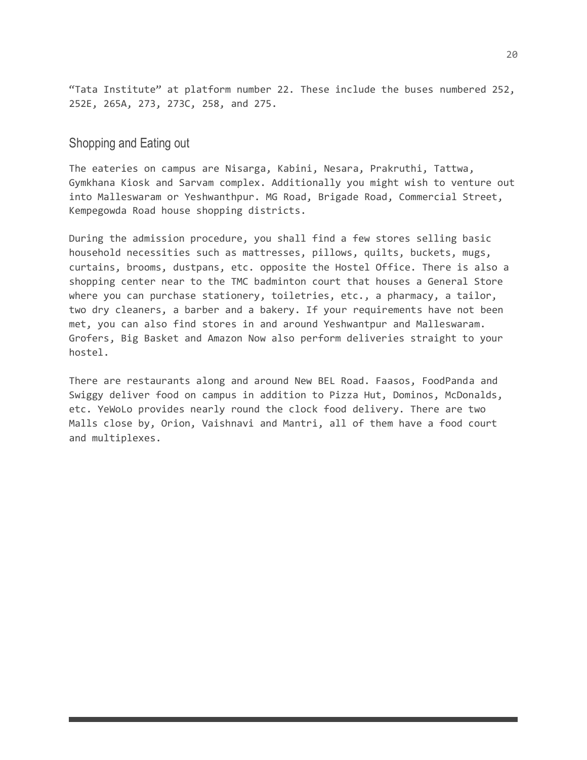"Tata Institute" at platform number 22. These include the buses numbered 252, 252E, 265A, 273, 273C, 258, and 275.

## Shopping and Eating out

The eateries on campus are Nisarga, Kabini, Nesara, Prakruthi, Tattwa, Gymkhana Kiosk and Sarvam complex. Additionally you might wish to venture out into Malleswaram or Yeshwanthpur. MG Road, Brigade Road, Commercial Street, Kempegowda Road house shopping districts.

During the admission procedure, you shall find a few stores selling basic household necessities such as mattresses, pillows, quilts, buckets, mugs, curtains, brooms, dustpans, etc. opposite the Hostel Office. There is also a shopping center near to the TMC badminton court that houses a General Store where you can purchase stationery, toiletries, etc., a pharmacy, a tailor, two dry cleaners, a barber and a bakery. If your requirements have not been met, you can also find stores in and around Yeshwantpur and Malleswaram. Grofers, Big Basket and Amazon Now also perform deliveries straight to your hostel.

There are restaurants along and around New BEL Road. Faasos, FoodPanda and Swiggy deliver food on campus in addition to Pizza Hut, Dominos, McDonalds, etc. YeWoLo provides nearly round the clock food delivery. There are two Malls close by, Orion, Vaishnavi and Mantri, all of them have a food court and multiplexes.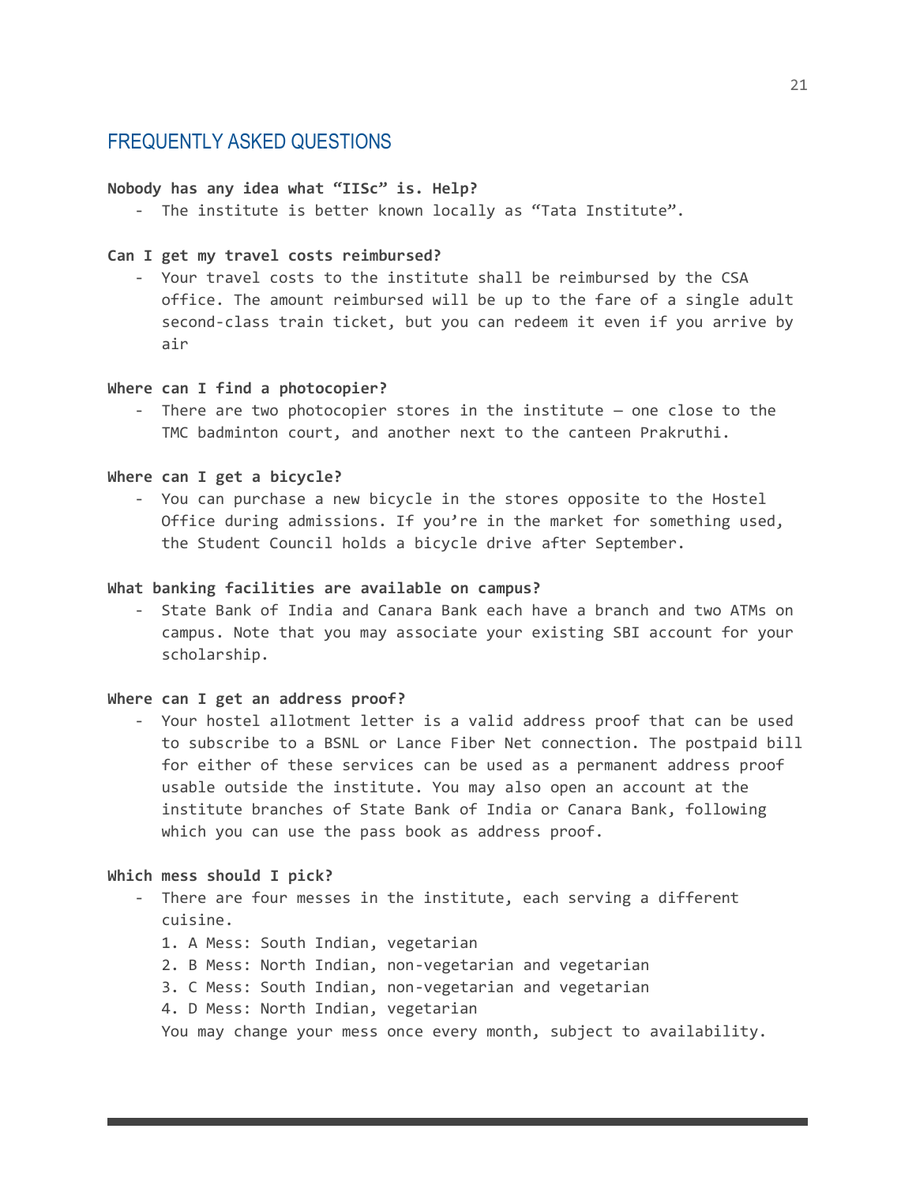## FREQUENTLY ASKED QUESTIONS

**Nobody has any idea what "IISc" is. Help?**

- The institute is better known locally as "Tata Institute".

**Can I get my travel costs reimbursed?**

- Your travel costs to the institute shall be reimbursed by the CSA office. The amount reimbursed will be up to the fare of a single adult second-class train ticket, but you can redeem it even if you arrive by air

**Where can I find a photocopier?**

- There are two photocopier stores in the institute – one close to the TMC badminton court, and another next to the canteen Prakruthi.

**Where can I get a bicycle?**

- You can purchase a new bicycle in the stores opposite to the Hostel Office during admissions. If you're in the market for something used, the Student Council holds a bicycle drive after September.

**What banking facilities are available on campus?**

- State Bank of India and Canara Bank each have a branch and two ATMs on campus. Note that you may associate your existing SBI account for your scholarship.

**Where can I get an address proof?**

- Your hostel allotment letter is a valid address proof that can be used to subscribe to a BSNL or Lance Fiber Net connection. The postpaid bill for either of these services can be used as a permanent address proof usable outside the institute. You may also open an account at the institute branches of State Bank of India or Canara Bank, following which you can use the pass book as address proof.

**Which mess should I pick?**

- There are four messes in the institute, each serving a different cuisine.
  1. A Mess: South Indian, vegetarian
  2. B Mess: North Indian, non-vegetarian and vegetarian
  3. C Mess: South Indian, non-vegetarian and vegetarian
  4. D Mess: North Indian, vegetarian

  You may change your mess once every month, subject to availability.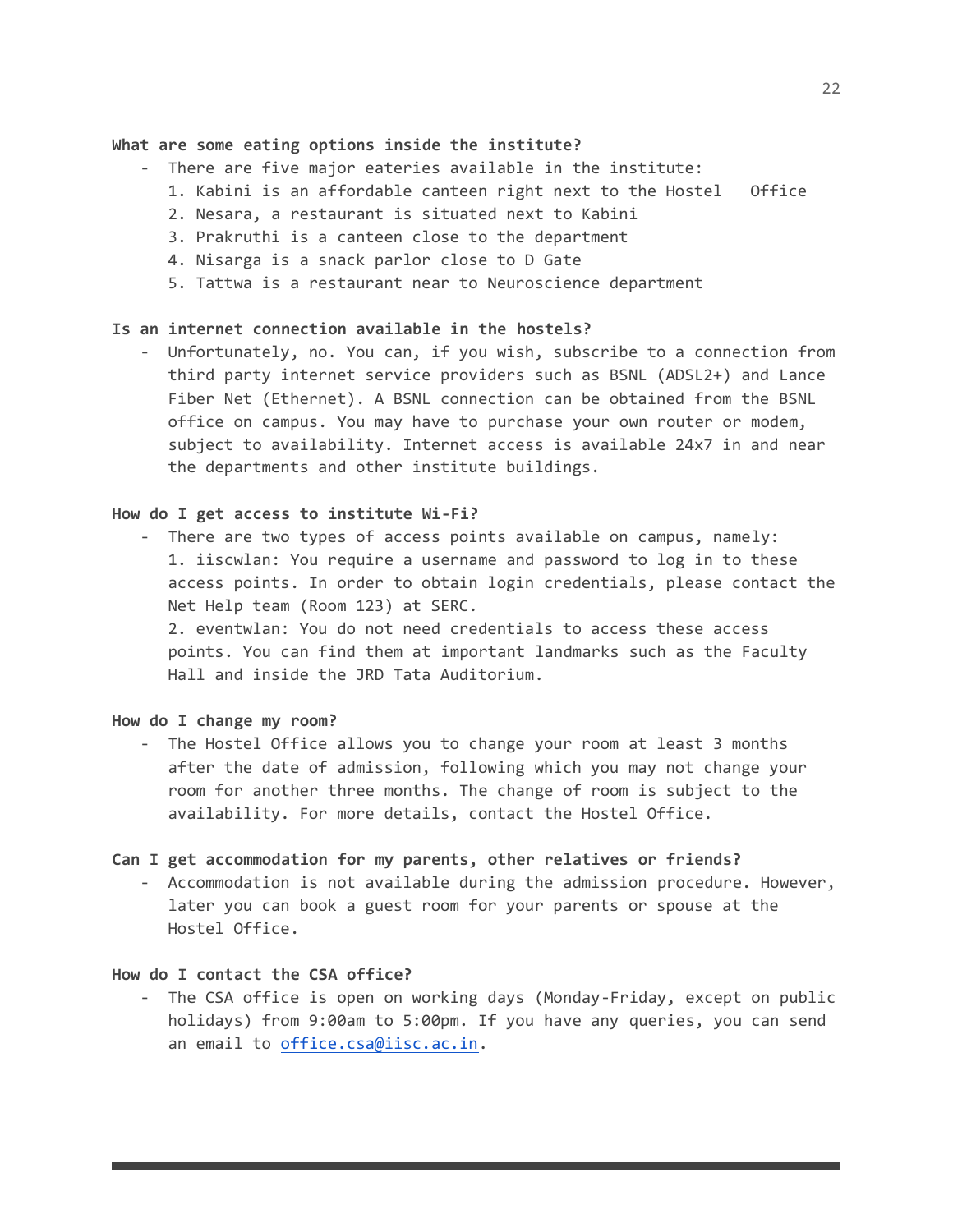**What are some eating options inside the institute?**

- There are five major eateries available in the institute:
  1. Kabini is an affordable canteen right next to the Hostel Office
  2. Nesara, a restaurant is situated next to Kabini
  3. Prakruthi is a canteen close to the department
  4. Nisarga is a snack parlor close to D Gate
  5. Tattwa is a restaurant near to Neuroscience department

**Is an internet connection available in the hostels?**

- Unfortunately, no. You can, if you wish, subscribe to a connection from third party internet service providers such as BSNL (ADSL2+) and Lance Fiber Net (Ethernet). A BSNL connection can be obtained from the BSNL office on campus. You may have to purchase your own router or modem, subject to availability. Internet access is available 24x7 in and near the departments and other institute buildings.

**How do I get access to institute Wi-Fi?**

- There are two types of access points available on campus, namely:
  1. iiscwlan: You require a username and password to log in to these access points. In order to obtain login credentials, please contact the Net Help team (Room 123) at SERC.
  2. eventwlan: You do not need credentials to access these access points. You can find them at important landmarks such as the Faculty Hall and inside the JRD Tata Auditorium.

**How do I change my room?**

- The Hostel Office allows you to change your room at least 3 months after the date of admission, following which you may not change your room for another three months. The change of room is subject to the availability. For more details, contact the Hostel Office.

**Can I get accommodation for my parents, other relatives or friends?**

- Accommodation is not available during the admission procedure. However, later you can book a guest room for your parents or spouse at the Hostel Office.

**How do I contact the CSA office?**

- The CSA office is open on working days (Monday-Friday, except on public holidays) from 9:00am to 5:00pm. If you have any queries, you can send an email to office.csa@iisc.ac.in.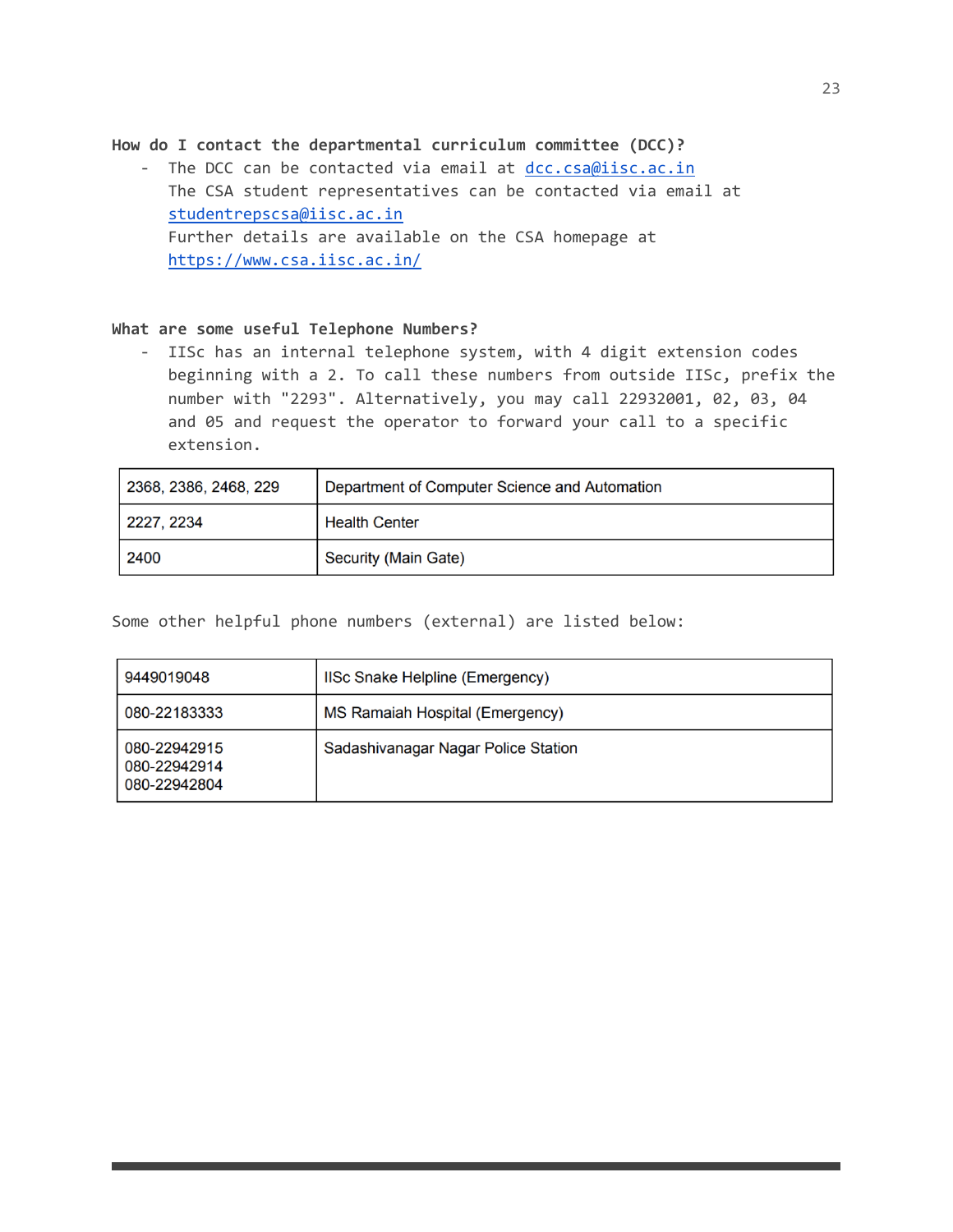**How do I contact the departmental curriculum committee (DCC)?**

- The DCC can be contacted via email at [dcc.csa@iisc.ac.in](mailto:dcc.csa@iisc.ac.in)
  The CSA student representatives can be contacted via email at [studentrepscsa@iisc.ac.in](mailto:studentrepscsa@iisc.ac.in)
  Further details are available on the CSA homepage at [https://www.csa.iisc.ac.in/](https://www.csa.iisc.ac.in/)

**What are some useful Telephone Numbers?**

- IISc has an internal telephone system, with 4 digit extension codes beginning with a 2. To call these numbers from outside IISc, prefix the number with "2293". Alternatively, you may call 22932001, 02, 03, 04 and 05 and request the operator to forward your call to a specific extension.

| | |
|---|---|
| 2368, 2386, 2468, 229 | Department of Computer Science and Automation |
| 2227, 2234 | Health Center |
| 2400 | Security (Main Gate) |

Some other helpful phone numbers (external) are listed below:

| | |
|---|---|
| 9449019048 | IISc Snake Helpline (Emergency) |
| 080-22183333 | MS Ramaiah Hospital (Emergency) |
| 080-22942915<br>080-22942914<br>080-22942804 | Sadashivanagar Nagar Police Station |